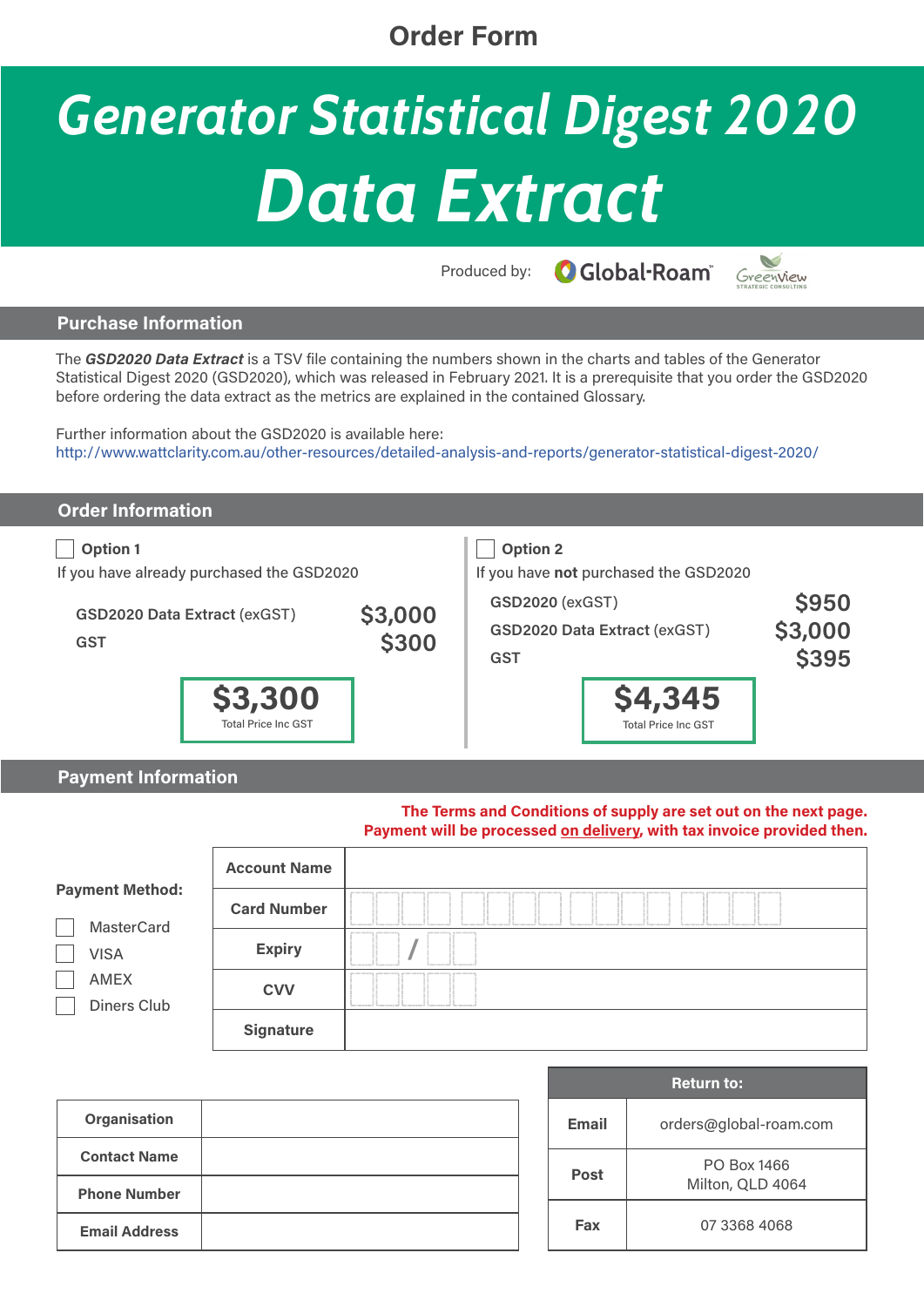Order Form

# Generator Statistical Digest 2020

# Data Extract

Produced by: Global-Roam™ Greenview Strategic Consulting

## Purchase Information

The ***GSD2020 Data Extract*** is a TSV file containing the numbers shown in the charts and tables of the Generator Statistical Digest 2020 (GSD2020), which was released in February 2021. It is a prerequisite that you order the GSD2020 before ordering the data extract as the metrics are explained in the contained Glossary.

Further information about the GSD2020 is available here:
http://www.wattclarity.com.au/other-resources/detailed-analysis-and-reports/generator-statistical-digest-2020/

## Order Information

☐ **Option 1**

If you have already purchased the GSD2020

| | |
|---|---|
| **GSD2020 Data Extract** (exGST) | **$3,000** |
| **GST** | **$300** |

**$3,300**
Total Price Inc GST

☐ **Option 2**

If you have **not** purchased the GSD2020

| | |
|---|---|
| **GSD2020** (exGST) | **$950** |
| **GSD2020 Data Extract** (exGST) | **$3,000** |
| **GST** | **$395** |

**$4,345**
Total Price Inc GST

## Payment Information

**The Terms and Conditions of supply are set out on the next page.**
**Payment will be processed on delivery, with tax invoice provided then.**

**Payment Method:**

- ☐ MasterCard
- ☐ VISA
- ☐ AMEX
- ☐ Diners Club

| | |
|---|---|
| **Account Name** | |
| **Card Number** | |
| **Expiry** | / |
| **CVV** | |
| **Signature** | |

| | |
|---|---|
| **Organisation** | |
| **Contact Name** | |
| **Phone Number** | |
| **Email Address** | |

| Return to: | |
|---|---|
| **Email** | orders@global-roam.com |
| **Post** | PO Box 1466<br>Milton, QLD 4064 |
| **Fax** | 07 3368 4068 |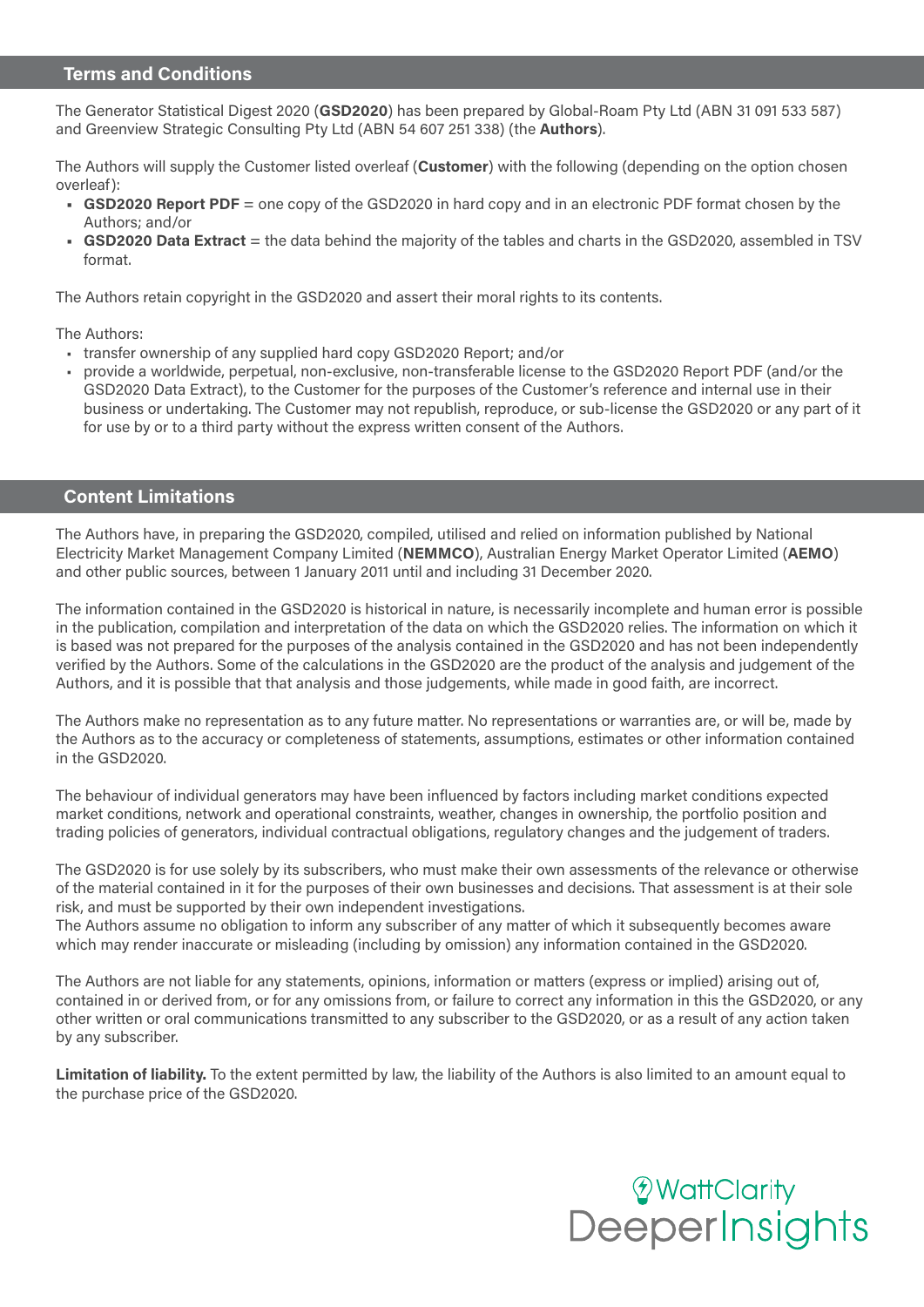## Terms and Conditions

The Generator Statistical Digest 2020 (**GSD2020**) has been prepared by Global-Roam Pty Ltd (ABN 31 091 533 587) and Greenview Strategic Consulting Pty Ltd (ABN 54 607 251 338) (the **Authors**).

The Authors will supply the Customer listed overleaf (**Customer**) with the following (depending on the option chosen overleaf):

- **GSD2020 Report PDF** = one copy of the GSD2020 in hard copy and in an electronic PDF format chosen by the Authors; and/or
- **GSD2020 Data Extract** = the data behind the majority of the tables and charts in the GSD2020, assembled in TSV format.

The Authors retain copyright in the GSD2020 and assert their moral rights to its contents.

The Authors:

- transfer ownership of any supplied hard copy GSD2020 Report; and/or
- provide a worldwide, perpetual, non-exclusive, non-transferable license to the GSD2020 Report PDF (and/or the GSD2020 Data Extract), to the Customer for the purposes of the Customer's reference and internal use in their business or undertaking. The Customer may not republish, reproduce, or sub-license the GSD2020 or any part of it for use by or to a third party without the express written consent of the Authors.

## Content Limitations

The Authors have, in preparing the GSD2020, compiled, utilised and relied on information published by National Electricity Market Management Company Limited (**NEMMCO**), Australian Energy Market Operator Limited (**AEMO**) and other public sources, between 1 January 2011 until and including 31 December 2020.

The information contained in the GSD2020 is historical in nature, is necessarily incomplete and human error is possible in the publication, compilation and interpretation of the data on which the GSD2020 relies. The information on which it is based was not prepared for the purposes of the analysis contained in the GSD2020 and has not been independently verified by the Authors. Some of the calculations in the GSD2020 are the product of the analysis and judgement of the Authors, and it is possible that that analysis and those judgements, while made in good faith, are incorrect.

The Authors make no representation as to any future matter. No representations or warranties are, or will be, made by the Authors as to the accuracy or completeness of statements, assumptions, estimates or other information contained in the GSD2020.

The behaviour of individual generators may have been influenced by factors including market conditions expected market conditions, network and operational constraints, weather, changes in ownership, the portfolio position and trading policies of generators, individual contractual obligations, regulatory changes and the judgement of traders.

The GSD2020 is for use solely by its subscribers, who must make their own assessments of the relevance or otherwise of the material contained in it for the purposes of their own businesses and decisions. That assessment is at their sole risk, and must be supported by their own independent investigations.
The Authors assume no obligation to inform any subscriber of any matter of which it subsequently becomes aware which may render inaccurate or misleading (including by omission) any information contained in the GSD2020.

The Authors are not liable for any statements, opinions, information or matters (express or implied) arising out of, contained in or derived from, or for any omissions from, or failure to correct any information in this the GSD2020, or any other written or oral communications transmitted to any subscriber to the GSD2020, or as a result of any action taken by any subscriber.

**Limitation of liability.** To the extent permitted by law, the liability of the Authors is also limited to an amount equal to the purchase price of the GSD2020.

WattClarity DeeperInsights